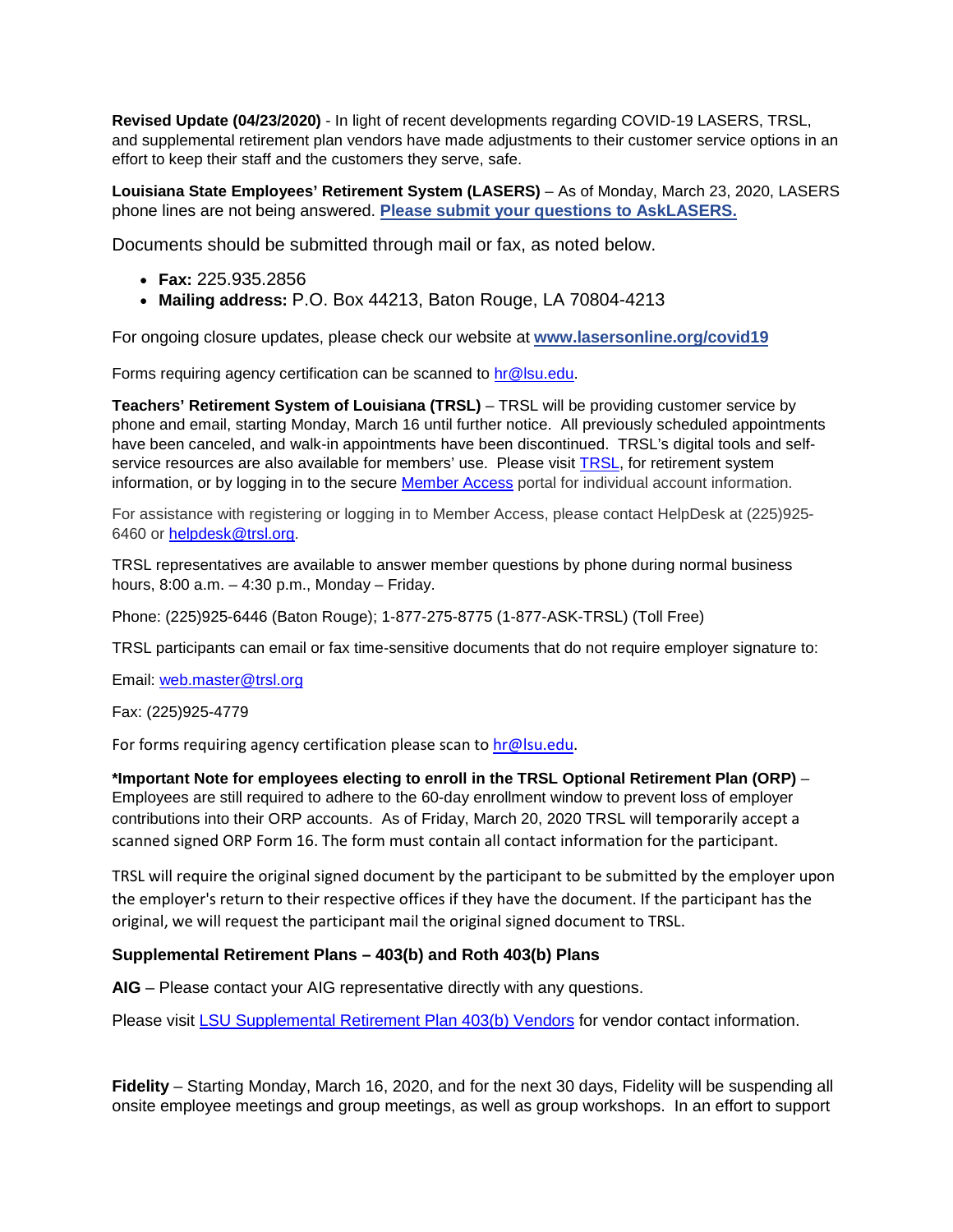**Revised Update (04/23/2020)** - In light of recent developments regarding COVID-19 LASERS, TRSL, and supplemental retirement plan vendors have made adjustments to their customer service options in an effort to keep their staff and the customers they serve, safe.

**Louisiana State Employees' Retirement System (LASERS)** – As of Monday, March 23, 2020, LASERS phone lines are not being answered. **Please submit your questions to AskLASERS.**

Documents should be submitted through mail or fax, as noted below.

- **Fax:** 225.935.2856
- **Mailing address:** P.O. Box 44213, Baton Rouge, LA 70804-4213

For ongoing closure updates, please check our website at **www.lasersonline.org/covid19**

Forms requiring agency certification can be scanned to hr@lsu.edu.

**Teachers' Retirement System of Louisiana (TRSL)** – TRSL will be providing customer service by phone and email, starting Monday, March 16 until further notice. All previously scheduled appointments have been canceled, and walk-in appointments have been discontinued. TRSL's digital tools and self-service resources are also available for members' use. Please visit TRSL, for retirement system information, or by logging in to the secure Member Access portal for individual account information.

For assistance with registering or logging in to Member Access, please contact HelpDesk at (225)925-6460 or helpdesk@trsl.org.

TRSL representatives are available to answer member questions by phone during normal business hours, 8:00 a.m. – 4:30 p.m., Monday – Friday.

Phone: (225)925-6446 (Baton Rouge); 1-877-275-8775 (1-877-ASK-TRSL) (Toll Free)

TRSL participants can email or fax time-sensitive documents that do not require employer signature to:

Email: web.master@trsl.org

Fax: (225)925-4779

For forms requiring agency certification please scan to hr@lsu.edu.

***Important Note for employees electing to enroll in the TRSL Optional Retirement Plan (ORP)** – Employees are still required to adhere to the 60-day enrollment window to prevent loss of employer contributions into their ORP accounts. As of Friday, March 20, 2020 TRSL will temporarily accept a scanned signed ORP Form 16. The form must contain all contact information for the participant.

TRSL will require the original signed document by the participant to be submitted by the employer upon the employer's return to their respective offices if they have the document. If the participant has the original, we will request the participant mail the original signed document to TRSL.

**Supplemental Retirement Plans – 403(b) and Roth 403(b) Plans**

**AIG** – Please contact your AIG representative directly with any questions.

Please visit LSU Supplemental Retirement Plan 403(b) Vendors for vendor contact information.

**Fidelity** – Starting Monday, March 16, 2020, and for the next 30 days, Fidelity will be suspending all onsite employee meetings and group meetings, as well as group workshops. In an effort to support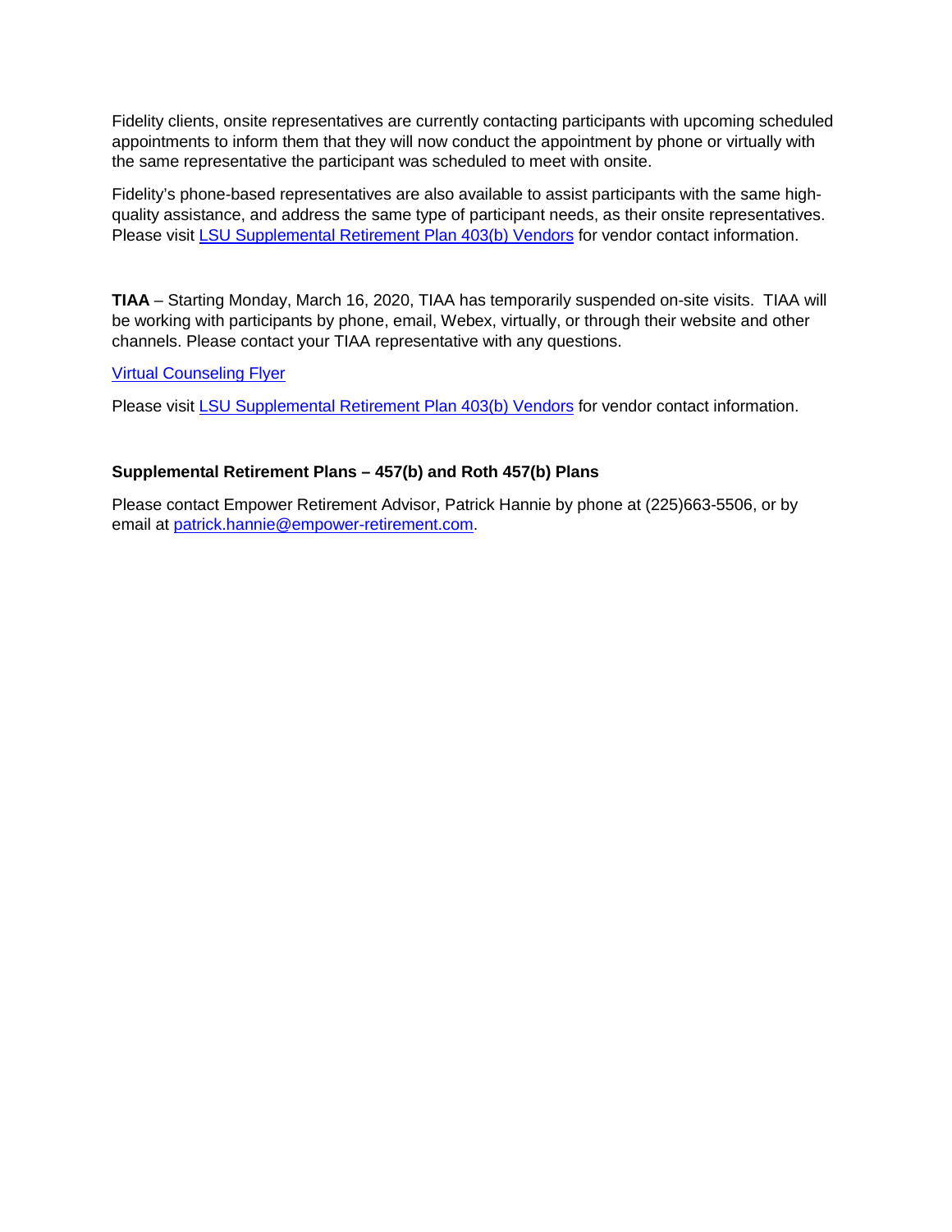Fidelity clients, onsite representatives are currently contacting participants with upcoming scheduled appointments to inform them that they will now conduct the appointment by phone or virtually with the same representative the participant was scheduled to meet with onsite.

Fidelity's phone-based representatives are also available to assist participants with the same high-quality assistance, and address the same type of participant needs, as their onsite representatives. Please visit LSU Supplemental Retirement Plan 403(b) Vendors for vendor contact information.

**TIAA** – Starting Monday, March 16, 2020, TIAA has temporarily suspended on-site visits. TIAA will be working with participants by phone, email, Webex, virtually, or through their website and other channels. Please contact your TIAA representative with any questions.

Virtual Counseling Flyer

Please visit LSU Supplemental Retirement Plan 403(b) Vendors for vendor contact information.

**Supplemental Retirement Plans – 457(b) and Roth 457(b) Plans**

Please contact Empower Retirement Advisor, Patrick Hannie by phone at (225)663-5506, or by email at patrick.hannie@empower-retirement.com.